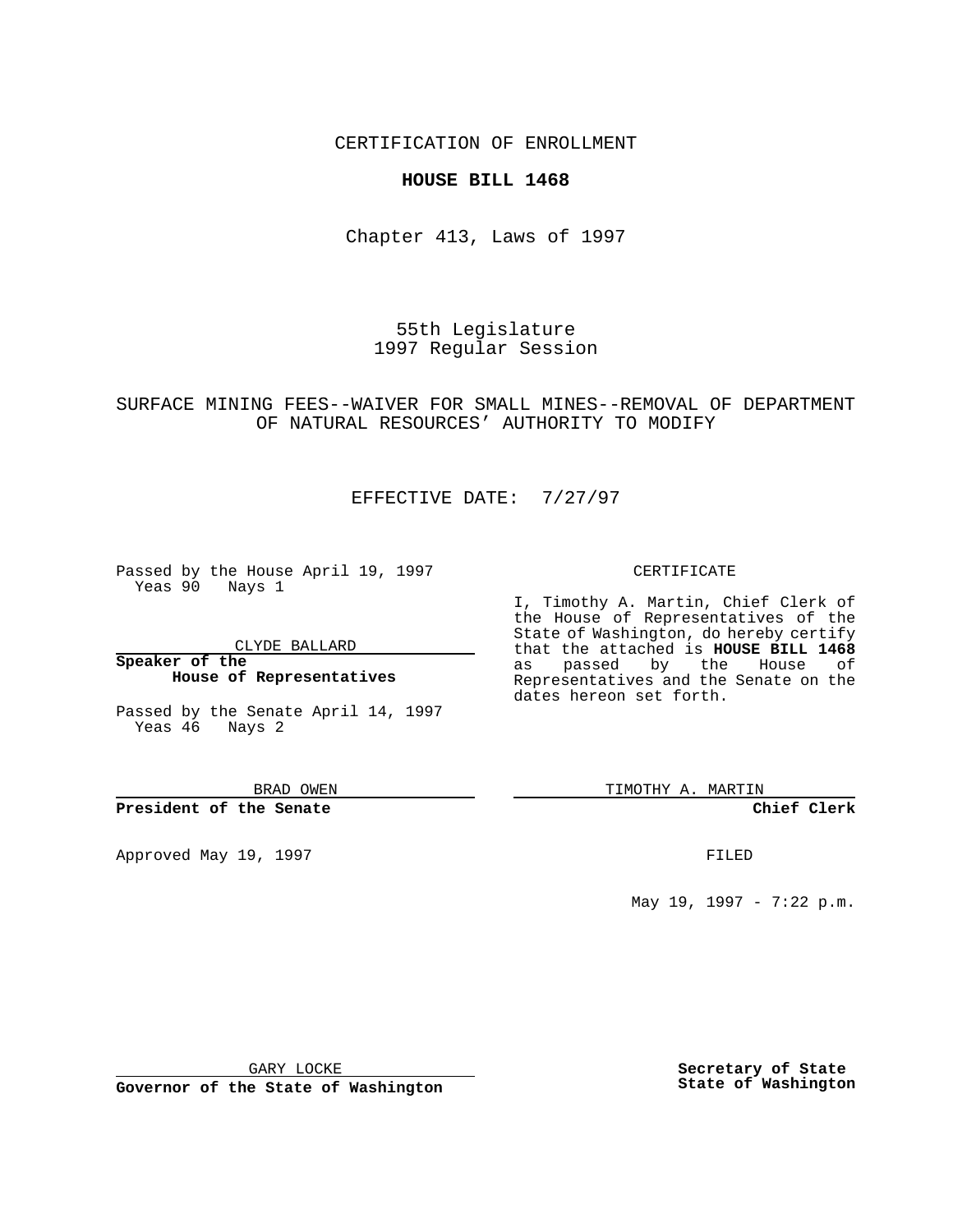CERTIFICATION OF ENROLLMENT

**HOUSE BILL 1468**

Chapter 413, Laws of 1997

55th Legislature
1997 Regular Session

SURFACE MINING FEES--WAIVER FOR SMALL MINES--REMOVAL OF DEPARTMENT OF NATURAL RESOURCES' AUTHORITY TO MODIFY

EFFECTIVE DATE: 7/27/97

Passed by the House April 19, 1997
Yeas 90 Nays 1

CLYDE BALLARD

**Speaker of the House of Representatives**

Passed by the Senate April 14, 1997
Yeas 46 Nays 2

BRAD OWEN

**President of the Senate**

Approved May 19, 1997

GARY LOCKE

**Governor of the State of Washington**

CERTIFICATE

I, Timothy A. Martin, Chief Clerk of the House of Representatives of the State of Washington, do hereby certify that the attached is **HOUSE BILL 1468** as passed by the House of Representatives and the Senate on the dates hereon set forth.

TIMOTHY A. MARTIN

**Chief Clerk**

FILED

May 19, 1997 - 7:22 p.m.

**Secretary of State**
**State of Washington**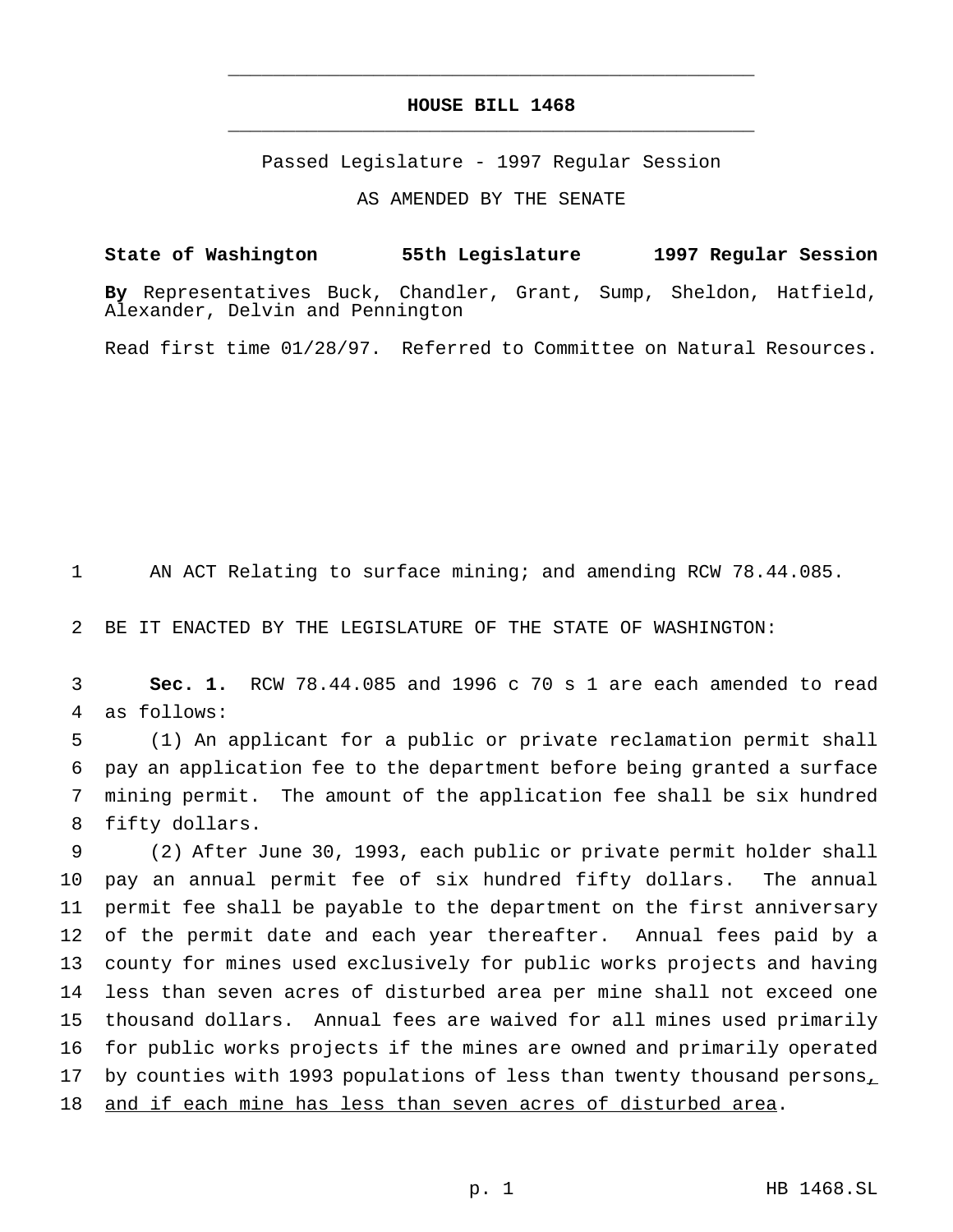# HOUSE BILL 1468

Passed Legislature - 1997 Regular Session

AS AMENDED BY THE SENATE

**State of Washington 55th Legislature 1997 Regular Session**

**By** Representatives Buck, Chandler, Grant, Sump, Sheldon, Hatfield, Alexander, Delvin and Pennington

Read first time 01/28/97. Referred to Committee on Natural Resources.

AN ACT Relating to surface mining; and amending RCW 78.44.085.

BE IT ENACTED BY THE LEGISLATURE OF THE STATE OF WASHINGTON:

**Sec. 1.** RCW 78.44.085 and 1996 c 70 s 1 are each amended to read as follows:

(1) An applicant for a public or private reclamation permit shall pay an application fee to the department before being granted a surface mining permit. The amount of the application fee shall be six hundred fifty dollars.

(2) After June 30, 1993, each public or private permit holder shall pay an annual permit fee of six hundred fifty dollars. The annual permit fee shall be payable to the department on the first anniversary of the permit date and each year thereafter. Annual fees paid by a county for mines used exclusively for public works projects and having less than seven acres of disturbed area per mine shall not exceed one thousand dollars. Annual fees are waived for all mines used primarily for public works projects if the mines are owned and primarily operated by counties with 1993 populations of less than twenty thousand persons<u>, and if each mine has less than seven acres of disturbed area</u>.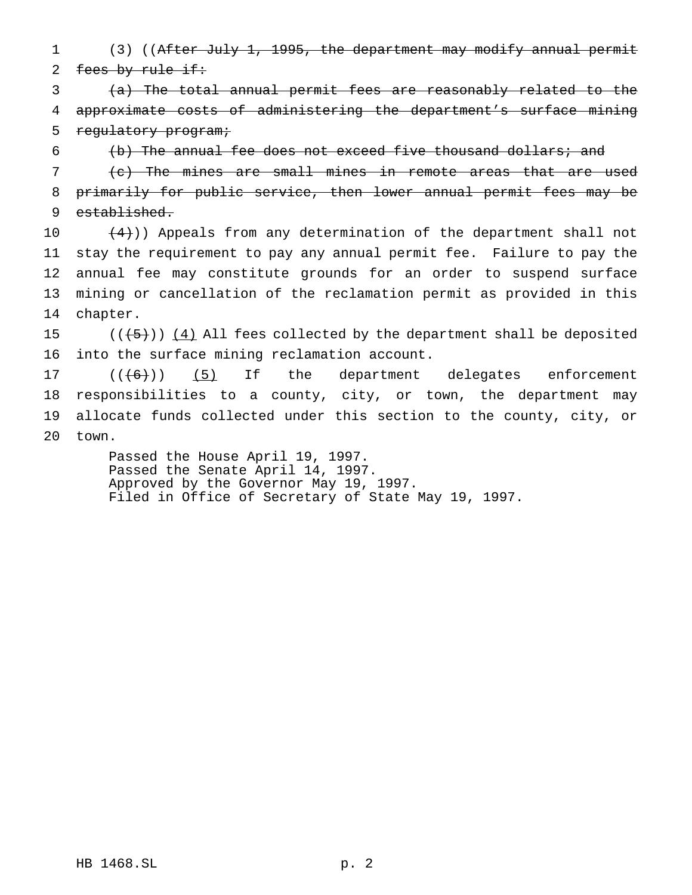(3) ((~~After July 1, 1995, the department may modify annual permit fees by rule if:~~

~~(a) The total annual permit fees are reasonably related to the approximate costs of administering the department's surface mining regulatory program;~~

~~(b) The annual fee does not exceed five thousand dollars; and~~

~~(c) The mines are small mines in remote areas that are used primarily for public service, then lower annual permit fees may be established.~~

~~(4)~~)) Appeals from any determination of the department shall not stay the requirement to pay any annual permit fee. Failure to pay the annual fee may constitute grounds for an order to suspend surface mining or cancellation of the reclamation permit as provided in this chapter.

((~~(5)~~)) <u>(4)</u> All fees collected by the department shall be deposited into the surface mining reclamation account.

((~~(6)~~)) <u>(5)</u> If the department delegates enforcement responsibilities to a county, city, or town, the department may allocate funds collected under this section to the county, city, or town.

Passed the House April 19, 1997.
Passed the Senate April 14, 1997.
Approved by the Governor May 19, 1997.
Filed in Office of Secretary of State May 19, 1997.